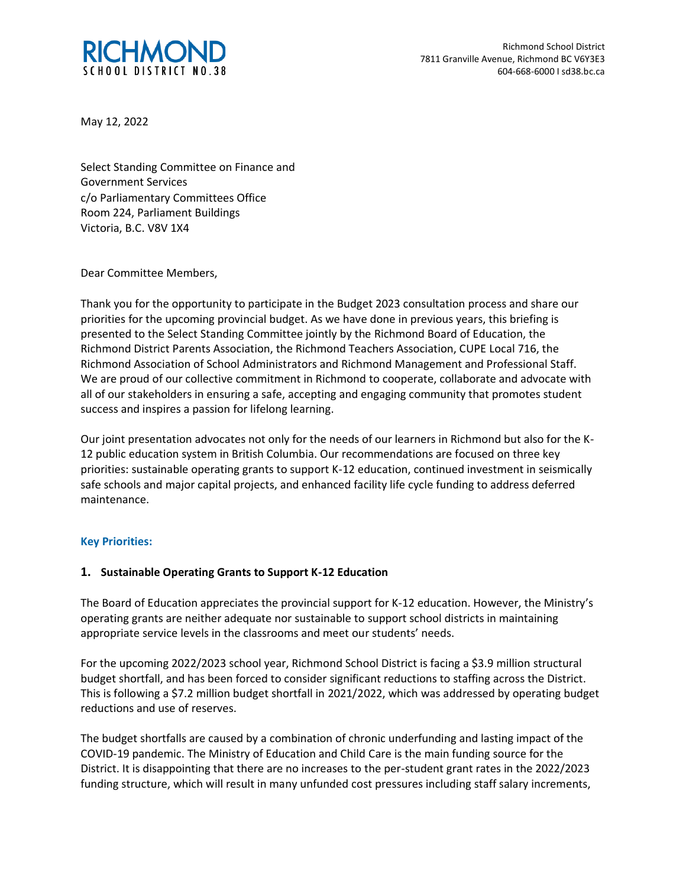**RICHMOND**
SCHOOL DISTRICT NO.38

Richmond School District
7811 Granville Avenue, Richmond BC V6Y3E3
604-668-6000 I sd38.bc.ca

May 12, 2022

Select Standing Committee on Finance and
Government Services
c/o Parliamentary Committees Office
Room 224, Parliament Buildings
Victoria, B.C. V8V 1X4

Dear Committee Members,

Thank you for the opportunity to participate in the Budget 2023 consultation process and share our priorities for the upcoming provincial budget. As we have done in previous years, this briefing is presented to the Select Standing Committee jointly by the Richmond Board of Education, the Richmond District Parents Association, the Richmond Teachers Association, CUPE Local 716, the Richmond Association of School Administrators and Richmond Management and Professional Staff. We are proud of our collective commitment in Richmond to cooperate, collaborate and advocate with all of our stakeholders in ensuring a safe, accepting and engaging community that promotes student success and inspires a passion for lifelong learning.

Our joint presentation advocates not only for the needs of our learners in Richmond but also for the K-12 public education system in British Columbia. Our recommendations are focused on three key priorities: sustainable operating grants to support K-12 education, continued investment in seismically safe schools and major capital projects, and enhanced facility life cycle funding to address deferred maintenance.

### Key Priorities:

### 1. Sustainable Operating Grants to Support K-12 Education

The Board of Education appreciates the provincial support for K-12 education. However, the Ministry's operating grants are neither adequate nor sustainable to support school districts in maintaining appropriate service levels in the classrooms and meet our students' needs.

For the upcoming 2022/2023 school year, Richmond School District is facing a $3.9 million structural budget shortfall, and has been forced to consider significant reductions to staffing across the District. This is following a $7.2 million budget shortfall in 2021/2022, which was addressed by operating budget reductions and use of reserves.

The budget shortfalls are caused by a combination of chronic underfunding and lasting impact of the COVID-19 pandemic. The Ministry of Education and Child Care is the main funding source for the District. It is disappointing that there are no increases to the per-student grant rates in the 2022/2023 funding structure, which will result in many unfunded cost pressures including staff salary increments,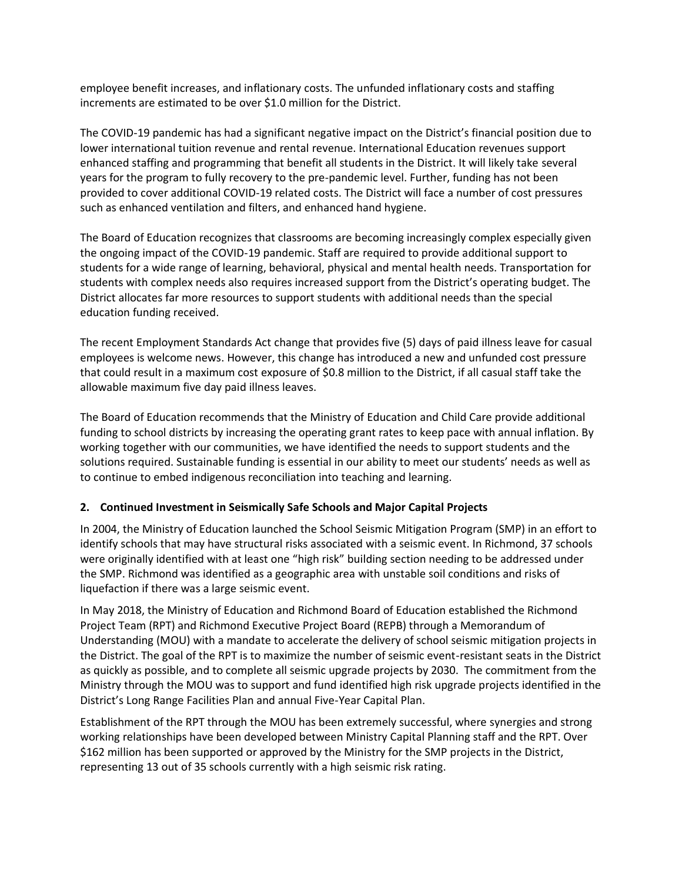employee benefit increases, and inflationary costs. The unfunded inflationary costs and staffing increments are estimated to be over $1.0 million for the District.

The COVID-19 pandemic has had a significant negative impact on the District's financial position due to lower international tuition revenue and rental revenue. International Education revenues support enhanced staffing and programming that benefit all students in the District. It will likely take several years for the program to fully recovery to the pre-pandemic level. Further, funding has not been provided to cover additional COVID-19 related costs. The District will face a number of cost pressures such as enhanced ventilation and filters, and enhanced hand hygiene.

The Board of Education recognizes that classrooms are becoming increasingly complex especially given the ongoing impact of the COVID-19 pandemic. Staff are required to provide additional support to students for a wide range of learning, behavioral, physical and mental health needs. Transportation for students with complex needs also requires increased support from the District's operating budget. The District allocates far more resources to support students with additional needs than the special education funding received.

The recent Employment Standards Act change that provides five (5) days of paid illness leave for casual employees is welcome news. However, this change has introduced a new and unfunded cost pressure that could result in a maximum cost exposure of $0.8 million to the District, if all casual staff take the allowable maximum five day paid illness leaves.

The Board of Education recommends that the Ministry of Education and Child Care provide additional funding to school districts by increasing the operating grant rates to keep pace with annual inflation. By working together with our communities, we have identified the needs to support students and the solutions required. Sustainable funding is essential in our ability to meet our students' needs as well as to continue to embed indigenous reconciliation into teaching and learning.

**2. Continued Investment in Seismically Safe Schools and Major Capital Projects**

In 2004, the Ministry of Education launched the School Seismic Mitigation Program (SMP) in an effort to identify schools that may have structural risks associated with a seismic event. In Richmond, 37 schools were originally identified with at least one "high risk" building section needing to be addressed under the SMP. Richmond was identified as a geographic area with unstable soil conditions and risks of liquefaction if there was a large seismic event.

In May 2018, the Ministry of Education and Richmond Board of Education established the Richmond Project Team (RPT) and Richmond Executive Project Board (REPB) through a Memorandum of Understanding (MOU) with a mandate to accelerate the delivery of school seismic mitigation projects in the District. The goal of the RPT is to maximize the number of seismic event-resistant seats in the District as quickly as possible, and to complete all seismic upgrade projects by 2030. The commitment from the Ministry through the MOU was to support and fund identified high risk upgrade projects identified in the District's Long Range Facilities Plan and annual Five-Year Capital Plan.

Establishment of the RPT through the MOU has been extremely successful, where synergies and strong working relationships have been developed between Ministry Capital Planning staff and the RPT. Over $162 million has been supported or approved by the Ministry for the SMP projects in the District, representing 13 out of 35 schools currently with a high seismic risk rating.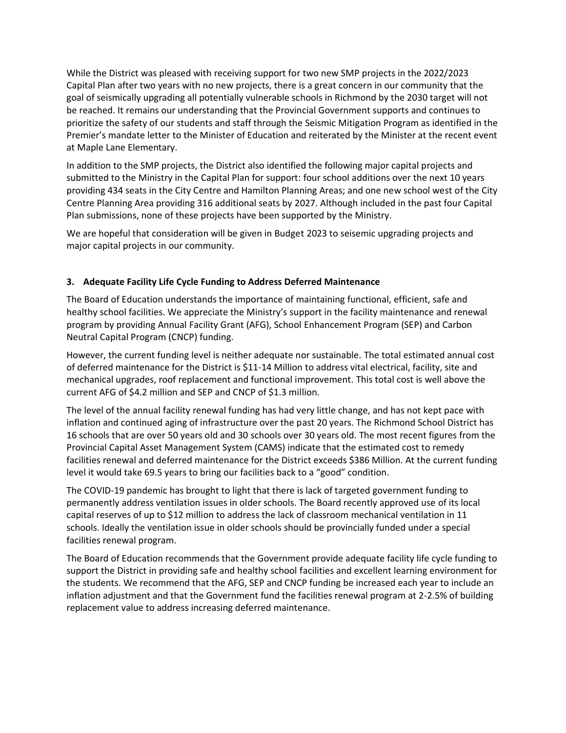While the District was pleased with receiving support for two new SMP projects in the 2022/2023 Capital Plan after two years with no new projects, there is a great concern in our community that the goal of seismically upgrading all potentially vulnerable schools in Richmond by the 2030 target will not be reached. It remains our understanding that the Provincial Government supports and continues to prioritize the safety of our students and staff through the Seismic Mitigation Program as identified in the Premier's mandate letter to the Minister of Education and reiterated by the Minister at the recent event at Maple Lane Elementary.

In addition to the SMP projects, the District also identified the following major capital projects and submitted to the Ministry in the Capital Plan for support: four school additions over the next 10 years providing 434 seats in the City Centre and Hamilton Planning Areas; and one new school west of the City Centre Planning Area providing 316 additional seats by 2027. Although included in the past four Capital Plan submissions, none of these projects have been supported by the Ministry.

We are hopeful that consideration will be given in Budget 2023 to seisemic upgrading projects and major capital projects in our community.

### 3. Adequate Facility Life Cycle Funding to Address Deferred Maintenance

The Board of Education understands the importance of maintaining functional, efficient, safe and healthy school facilities. We appreciate the Ministry's support in the facility maintenance and renewal program by providing Annual Facility Grant (AFG), School Enhancement Program (SEP) and Carbon Neutral Capital Program (CNCP) funding.

However, the current funding level is neither adequate nor sustainable. The total estimated annual cost of deferred maintenance for the District is $11-14 Million to address vital electrical, facility, site and mechanical upgrades, roof replacement and functional improvement. This total cost is well above the current AFG of $4.2 million and SEP and CNCP of $1.3 million.

The level of the annual facility renewal funding has had very little change, and has not kept pace with inflation and continued aging of infrastructure over the past 20 years. The Richmond School District has 16 schools that are over 50 years old and 30 schools over 30 years old. The most recent figures from the Provincial Capital Asset Management System (CAMS) indicate that the estimated cost to remedy facilities renewal and deferred maintenance for the District exceeds $386 Million. At the current funding level it would take 69.5 years to bring our facilities back to a "good" condition.

The COVID-19 pandemic has brought to light that there is lack of targeted government funding to permanently address ventilation issues in older schools. The Board recently approved use of its local capital reserves of up to $12 million to address the lack of classroom mechanical ventilation in 11 schools. Ideally the ventilation issue in older schools should be provincially funded under a special facilities renewal program.

The Board of Education recommends that the Government provide adequate facility life cycle funding to support the District in providing safe and healthy school facilities and excellent learning environment for the students. We recommend that the AFG, SEP and CNCP funding be increased each year to include an inflation adjustment and that the Government fund the facilities renewal program at 2-2.5% of building replacement value to address increasing deferred maintenance.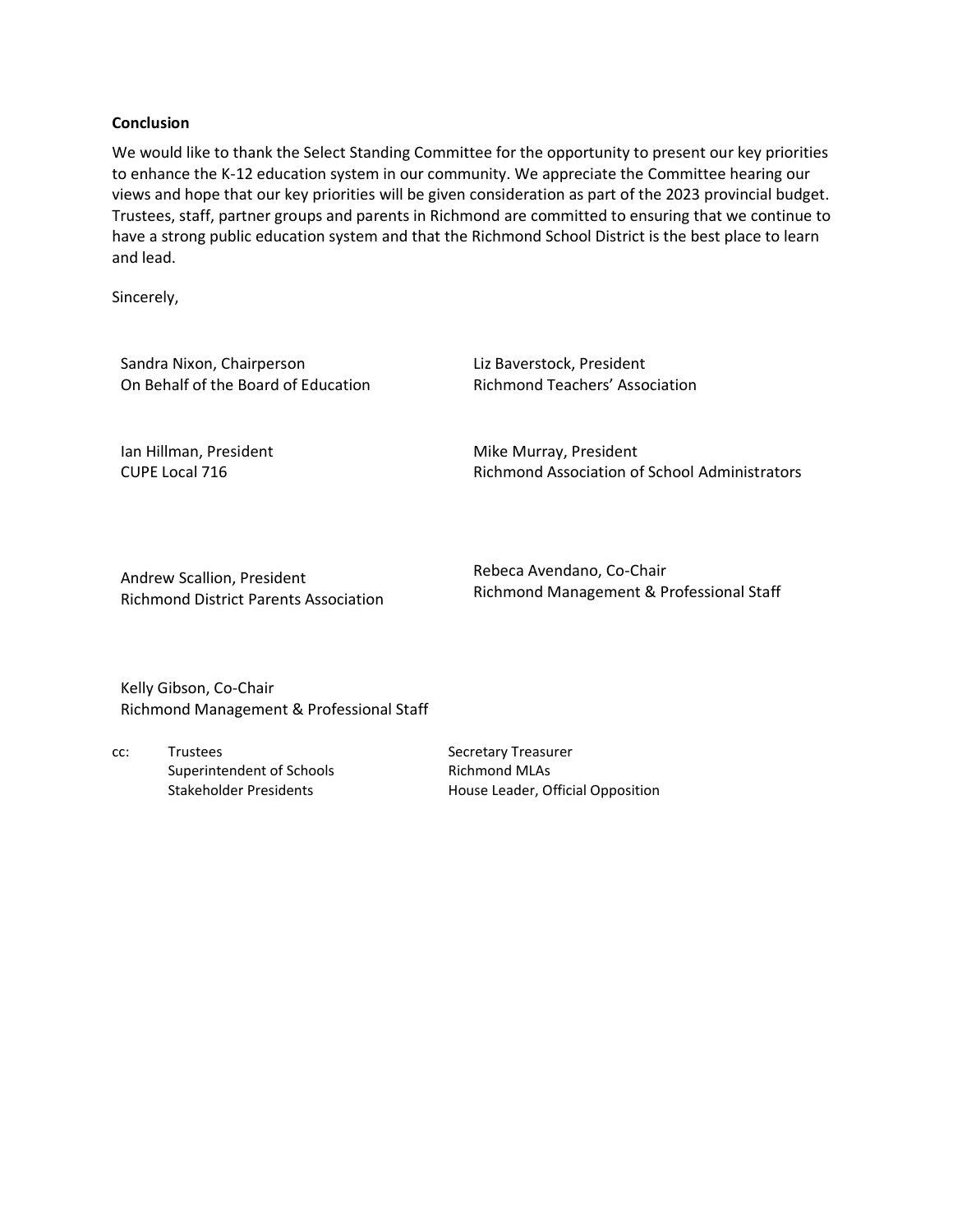**Conclusion**

We would like to thank the Select Standing Committee for the opportunity to present our key priorities to enhance the K-12 education system in our community. We appreciate the Committee hearing our views and hope that our key priorities will be given consideration as part of the 2023 provincial budget. Trustees, staff, partner groups and parents in Richmond are committed to ensuring that we continue to have a strong public education system and that the Richmond School District is the best place to learn and lead.

Sincerely,

Sandra Nixon, Chairperson
On Behalf of the Board of Education

Liz Baverstock, President
Richmond Teachers' Association

Ian Hillman, President
CUPE Local 716

Mike Murray, President
Richmond Association of School Administrators

Andrew Scallion, President
Richmond District Parents Association

Rebeca Avendano, Co-Chair
Richmond Management & Professional Staff

Kelly Gibson, Co-Chair
Richmond Management & Professional Staff

cc:
Trustees
Superintendent of Schools
Stakeholder Presidents
Secretary Treasurer
Richmond MLAs
House Leader, Official Opposition